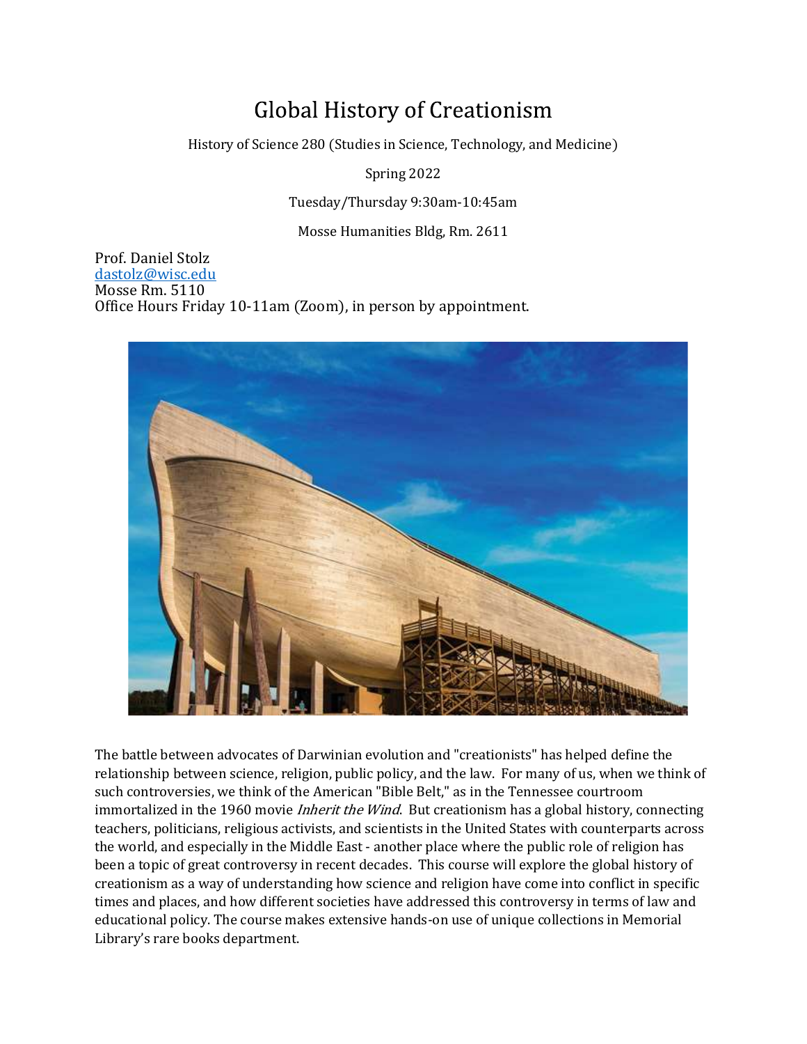# Global History of Creationism

History of Science 280 (Studies in Science, Technology, and Medicine)

Spring 2022

Tuesday/Thursday 9:30am-10:45am

Mosse Humanities Bldg, Rm. 2611

Prof. Daniel Stolz  
[dastolz@wisc.edu](mailto:dastolz@wisc.edu)  
Mosse Rm. 5110  
Office Hours Friday 10-11am (Zoom), in person by appointment.

The battle between advocates of Darwinian evolution and "creationists" has helped define the relationship between science, religion, public policy, and the law. For many of us, when we think of such controversies, we think of the American "Bible Belt," as in the Tennessee courtroom immortalized in the 1960 movie *Inherit the Wind*. But creationism has a global history, connecting teachers, politicians, religious activists, and scientists in the United States with counterparts across the world, and especially in the Middle East - another place where the public role of religion has been a topic of great controversy in recent decades. This course will explore the global history of creationism as a way of understanding how science and religion have come into conflict in specific times and places, and how different societies have addressed this controversy in terms of law and educational policy. The course makes extensive hands-on use of unique collections in Memorial Library's rare books department.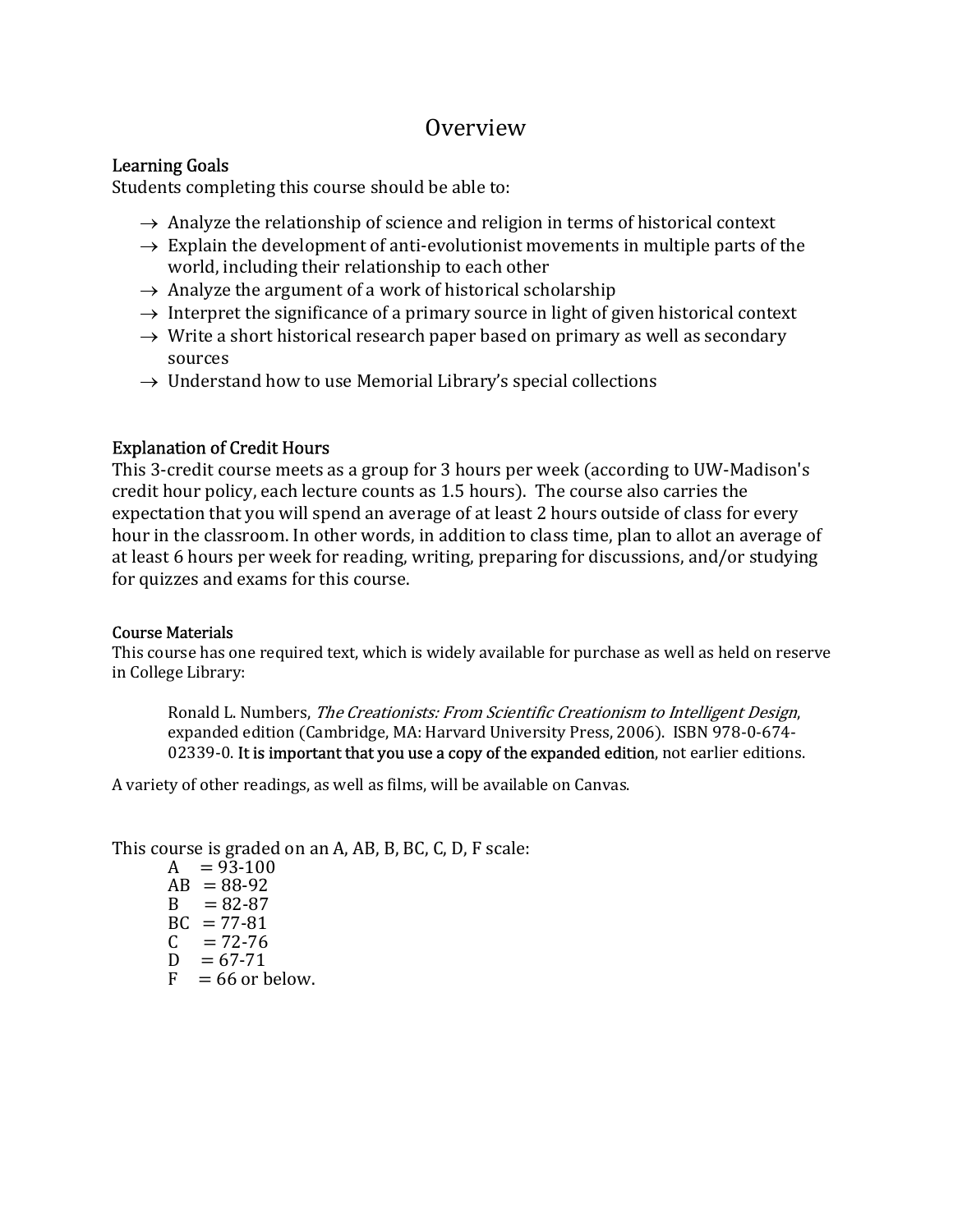# Overview

## Learning Goals

Students completing this course should be able to:

- → Analyze the relationship of science and religion in terms of historical context
- → Explain the development of anti-evolutionist movements in multiple parts of the world, including their relationship to each other
- → Analyze the argument of a work of historical scholarship
- → Interpret the significance of a primary source in light of given historical context
- → Write a short historical research paper based on primary as well as secondary sources
- → Understand how to use Memorial Library's special collections

## Explanation of Credit Hours

This 3-credit course meets as a group for 3 hours per week (according to UW-Madison's credit hour policy, each lecture counts as 1.5 hours). The course also carries the expectation that you will spend an average of at least 2 hours outside of class for every hour in the classroom. In other words, in addition to class time, plan to allot an average of at least 6 hours per week for reading, writing, preparing for discussions, and/or studying for quizzes and exams for this course.

### Course Materials

This course has one required text, which is widely available for purchase as well as held on reserve in College Library:

> Ronald L. Numbers, *The Creationists: From Scientific Creationism to Intelligent Design*, expanded edition (Cambridge, MA: Harvard University Press, 2006). ISBN 978-0-674-02339-0. It is important that you use a copy of the expanded edition, not earlier editions.

A variety of other readings, as well as films, will be available on Canvas.

This course is graded on an A, AB, B, BC, C, D, F scale:

- A = 93-100
- AB = 88-92
- B = 82-87
- BC = 77-81
- C = 72-76
- D = 67-71
- F = 66 or below.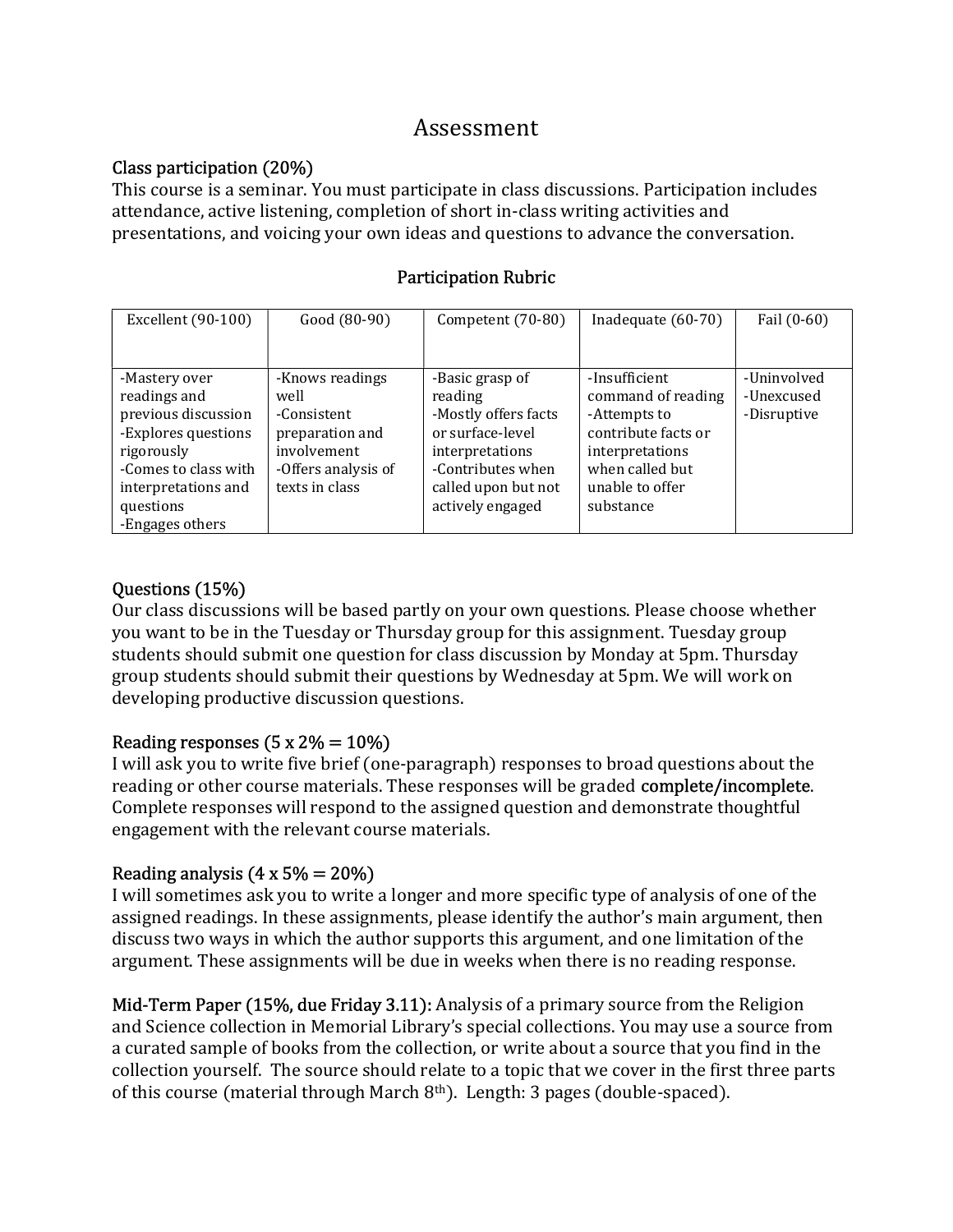# Assessment

## Class participation (20%)

This course is a seminar. You must participate in class discussions. Participation includes attendance, active listening, completion of short in-class writing activities and presentations, and voicing your own ideas and questions to advance the conversation.

### Participation Rubric

| Excellent (90-100) | Good (80-90) | Competent (70-80) | Inadequate (60-70) | Fail (0-60) |
|---|---|---|---|---|
| -Mastery over readings and previous discussion<br>-Explores questions rigorously<br>-Comes to class with interpretations and questions<br>-Engages others | -Knows readings well<br>-Consistent preparation and involvement<br>-Offers analysis of texts in class | -Basic grasp of reading<br>-Mostly offers facts or surface-level interpretations<br>-Contributes when called upon but not actively engaged | -Insufficient command of reading<br>-Attempts to contribute facts or interpretations when called but unable to offer substance | -Uninvolved<br>-Unexcused<br>-Disruptive |

## Questions (15%)

Our class discussions will be based partly on your own questions. Please choose whether you want to be in the Tuesday or Thursday group for this assignment. Tuesday group students should submit one question for class discussion by Monday at 5pm. Thursday group students should submit their questions by Wednesday at 5pm. We will work on developing productive discussion questions.

## Reading responses (5 x 2% = 10%)

I will ask you to write five brief (one-paragraph) responses to broad questions about the reading or other course materials. These responses will be graded complete/incomplete. Complete responses will respond to the assigned question and demonstrate thoughtful engagement with the relevant course materials.

## Reading analysis (4 x 5% = 20%)

I will sometimes ask you to write a longer and more specific type of analysis of one of the assigned readings. In these assignments, please identify the author's main argument, then discuss two ways in which the author supports this argument, and one limitation of the argument. These assignments will be due in weeks when there is no reading response.

**Mid-Term Paper (15%, due Friday 3.11):** Analysis of a primary source from the Religion and Science collection in Memorial Library's special collections. You may use a source from a curated sample of books from the collection, or write about a source that you find in the collection yourself. The source should relate to a topic that we cover in the first three parts of this course (material through March 8th). Length: 3 pages (double-spaced).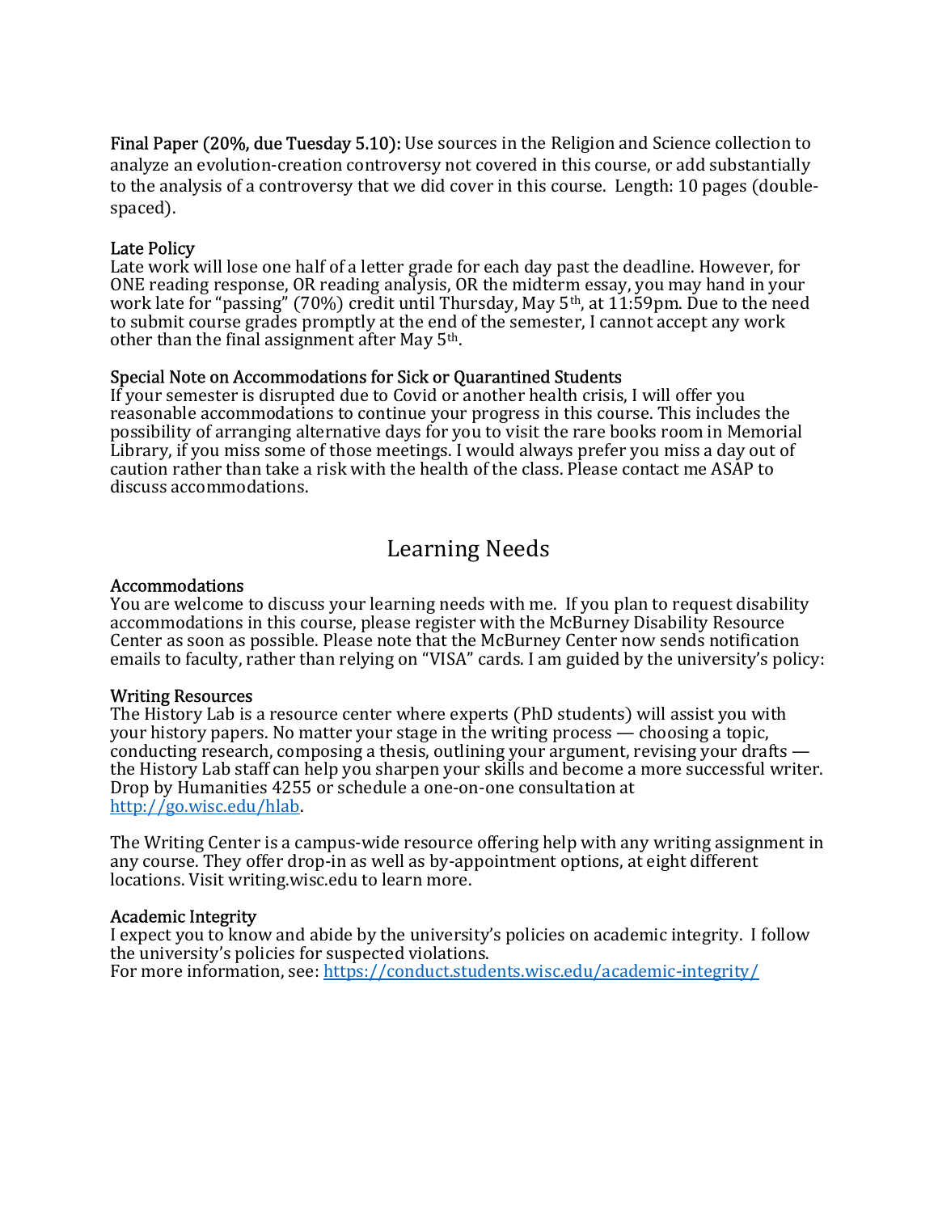**Final Paper (20%, due Tuesday 5.10):** Use sources in the Religion and Science collection to analyze an evolution-creation controversy not covered in this course, or add substantially to the analysis of a controversy that we did cover in this course. Length: 10 pages (double-spaced).

### Late Policy

Late work will lose one half of a letter grade for each day past the deadline. However, for ONE reading response, OR reading analysis, OR the midterm essay, you may hand in your work late for "passing" (70%) credit until Thursday, May 5th, at 11:59pm. Due to the need to submit course grades promptly at the end of the semester, I cannot accept any work other than the final assignment after May 5th.

### Special Note on Accommodations for Sick or Quarantined Students

If your semester is disrupted due to Covid or another health crisis, I will offer you reasonable accommodations to continue your progress in this course. This includes the possibility of arranging alternative days for you to visit the rare books room in Memorial Library, if you miss some of those meetings. I would always prefer you miss a day out of caution rather than take a risk with the health of the class. Please contact me ASAP to discuss accommodations.

## Learning Needs

### Accommodations

You are welcome to discuss your learning needs with me. If you plan to request disability accommodations in this course, please register with the McBurney Disability Resource Center as soon as possible. Please note that the McBurney Center now sends notification emails to faculty, rather than relying on "VISA" cards. I am guided by the university's policy:

### Writing Resources

The History Lab is a resource center where experts (PhD students) will assist you with your history papers. No matter your stage in the writing process — choosing a topic, conducting research, composing a thesis, outlining your argument, revising your drafts — the History Lab staff can help you sharpen your skills and become a more successful writer. Drop by Humanities 4255 or schedule a one-on-one consultation at [http://go.wisc.edu/hlab](http://go.wisc.edu/hlab).

The Writing Center is a campus-wide resource offering help with any writing assignment in any course. They offer drop-in as well as by-appointment options, at eight different locations. Visit writing.wisc.edu to learn more.

### Academic Integrity

I expect you to know and abide by the university's policies on academic integrity. I follow the university's policies for suspected violations.
For more information, see: [https://conduct.students.wisc.edu/academic-integrity/](https://conduct.students.wisc.edu/academic-integrity/)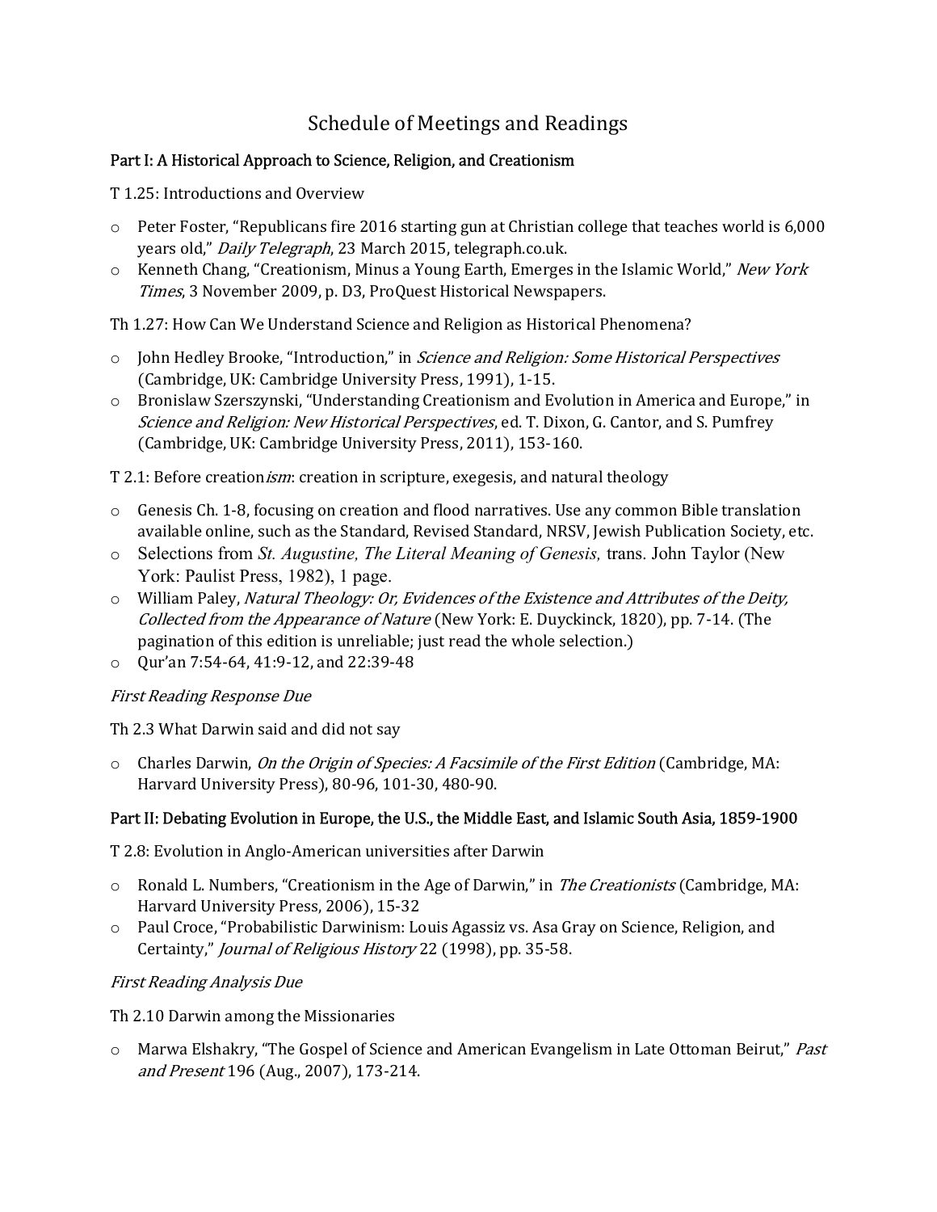# Schedule of Meetings and Readings

## Part I: A Historical Approach to Science, Religion, and Creationism

T 1.25: Introductions and Overview

- Peter Foster, "Republicans fire 2016 starting gun at Christian college that teaches world is 6,000 years old," *Daily Telegraph*, 23 March 2015, telegraph.co.uk.
- Kenneth Chang, "Creationism, Minus a Young Earth, Emerges in the Islamic World," *New York Times*, 3 November 2009, p. D3, ProQuest Historical Newspapers.

Th 1.27: How Can We Understand Science and Religion as Historical Phenomena?

- John Hedley Brooke, "Introduction," in *Science and Religion: Some Historical Perspectives* (Cambridge, UK: Cambridge University Press, 1991), 1-15.
- Bronislaw Szerszynski, "Understanding Creationism and Evolution in America and Europe," in *Science and Religion: New Historical Perspectives*, ed. T. Dixon, G. Cantor, and S. Pumfrey (Cambridge, UK: Cambridge University Press, 2011), 153-160.

T 2.1: Before creation*ism*: creation in scripture, exegesis, and natural theology

- Genesis Ch. 1-8, focusing on creation and flood narratives. Use any common Bible translation available online, such as the Standard, Revised Standard, NRSV, Jewish Publication Society, etc.
- Selections from *St. Augustine, The Literal Meaning of Genesis,* trans. John Taylor (New York: Paulist Press, 1982), 1 page.
- William Paley, *Natural Theology: Or, Evidences of the Existence and Attributes of the Deity, Collected from the Appearance of Nature* (New York: E. Duyckinck, 1820), pp. 7-14. (The pagination of this edition is unreliable; just read the whole selection.)
- Qur'an 7:54-64, 41:9-12, and 22:39-48

*First Reading Response Due*

Th 2.3 What Darwin said and did not say

- Charles Darwin, *On the Origin of Species: A Facsimile of the First Edition* (Cambridge, MA: Harvard University Press), 80-96, 101-30, 480-90.

## Part II: Debating Evolution in Europe, the U.S., the Middle East, and Islamic South Asia, 1859-1900

T 2.8: Evolution in Anglo-American universities after Darwin

- Ronald L. Numbers, "Creationism in the Age of Darwin," in *The Creationists* (Cambridge, MA: Harvard University Press, 2006), 15-32
- Paul Croce, "Probabilistic Darwinism: Louis Agassiz vs. Asa Gray on Science, Religion, and Certainty," *Journal of Religious History* 22 (1998), pp. 35-58.

*First Reading Analysis Due*

Th 2.10 Darwin among the Missionaries

- Marwa Elshakry, "The Gospel of Science and American Evangelism in Late Ottoman Beirut," *Past and Present* 196 (Aug., 2007), 173-214.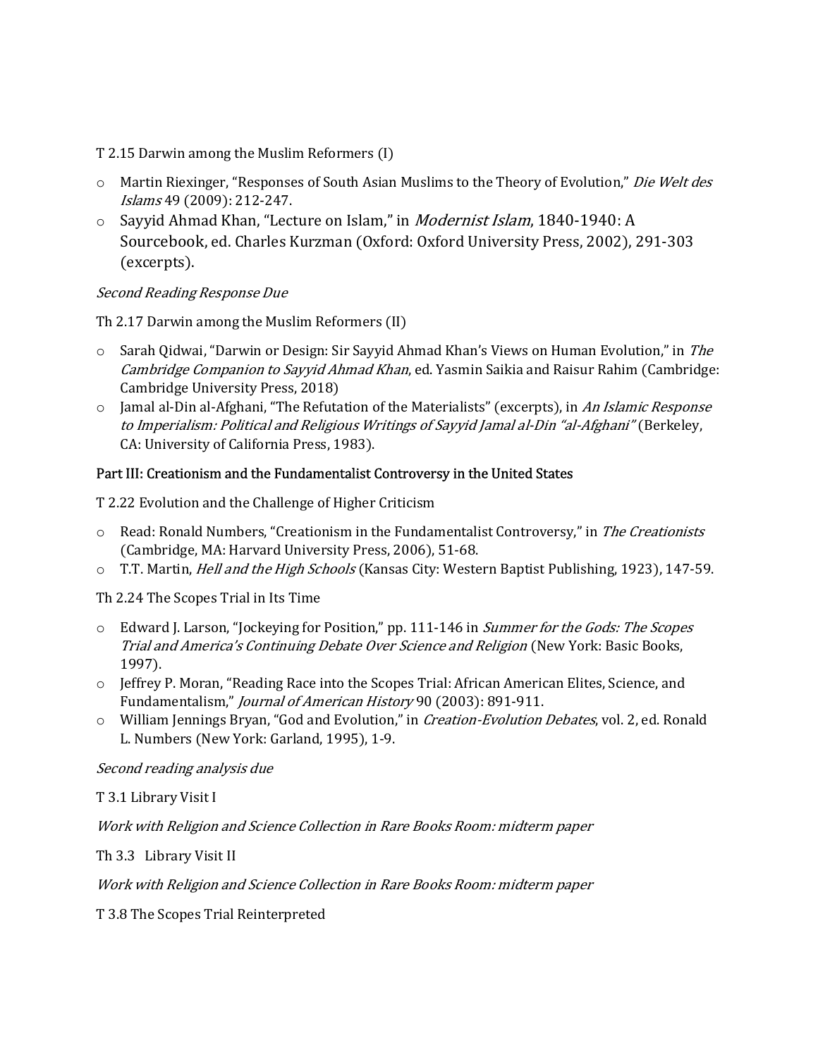T 2.15 Darwin among the Muslim Reformers (I)

- Martin Riexinger, "Responses of South Asian Muslims to the Theory of Evolution," *Die Welt des Islams* 49 (2009): 212-247.
- Sayyid Ahmad Khan, "Lecture on Islam," in *Modernist Islam*, 1840-1940: A Sourcebook, ed. Charles Kurzman (Oxford: Oxford University Press, 2002), 291-303 (excerpts).

*Second Reading Response Due*

Th 2.17 Darwin among the Muslim Reformers (II)

- Sarah Qidwai, "Darwin or Design: Sir Sayyid Ahmad Khan's Views on Human Evolution," in *The Cambridge Companion to Sayyid Ahmad Khan*, ed. Yasmin Saikia and Raisur Rahim (Cambridge: Cambridge University Press, 2018)
- Jamal al-Din al-Afghani, "The Refutation of the Materialists" (excerpts), in *An Islamic Response to Imperialism: Political and Religious Writings of Sayyid Jamal al-Din "al-Afghani"* (Berkeley, CA: University of California Press, 1983).

## Part III: Creationism and the Fundamentalist Controversy in the United States

T 2.22 Evolution and the Challenge of Higher Criticism

- Read: Ronald Numbers, "Creationism in the Fundamentalist Controversy," in *The Creationists* (Cambridge, MA: Harvard University Press, 2006), 51-68.
- T.T. Martin, *Hell and the High Schools* (Kansas City: Western Baptist Publishing, 1923), 147-59.

Th 2.24 The Scopes Trial in Its Time

- Edward J. Larson, "Jockeying for Position," pp. 111-146 in *Summer for the Gods: The Scopes Trial and America's Continuing Debate Over Science and Religion* (New York: Basic Books, 1997).
- Jeffrey P. Moran, "Reading Race into the Scopes Trial: African American Elites, Science, and Fundamentalism," *Journal of American History* 90 (2003): 891-911.
- William Jennings Bryan, "God and Evolution," in *Creation-Evolution Debates*, vol. 2, ed. Ronald L. Numbers (New York: Garland, 1995), 1-9.

*Second reading analysis due*

T 3.1 Library Visit I

*Work with Religion and Science Collection in Rare Books Room: midterm paper*

Th 3.3 Library Visit II

*Work with Religion and Science Collection in Rare Books Room: midterm paper*

T 3.8 The Scopes Trial Reinterpreted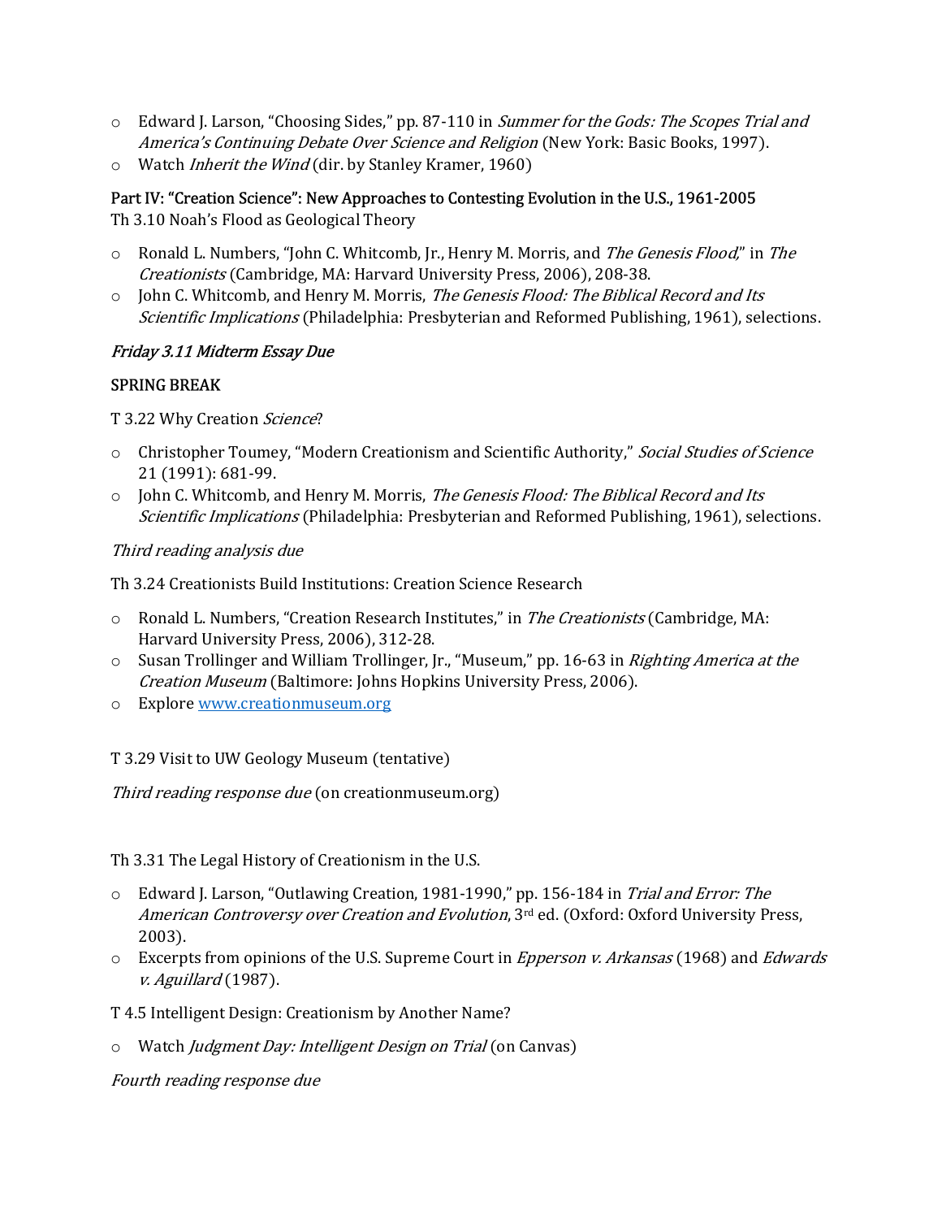- Edward J. Larson, "Choosing Sides," pp. 87-110 in *Summer for the Gods: The Scopes Trial and America's Continuing Debate Over Science and Religion* (New York: Basic Books, 1997).
- Watch *Inherit the Wind* (dir. by Stanley Kramer, 1960)

**Part IV: "Creation Science": New Approaches to Contesting Evolution in the U.S., 1961-2005**

Th 3.10 Noah's Flood as Geological Theory

- Ronald L. Numbers, "John C. Whitcomb, Jr., Henry M. Morris, and *The Genesis Flood*," in *The Creationists* (Cambridge, MA: Harvard University Press, 2006), 208-38.
- John C. Whitcomb, and Henry M. Morris, *The Genesis Flood: The Biblical Record and Its Scientific Implications* (Philadelphia: Presbyterian and Reformed Publishing, 1961), selections.

*Friday 3.11 Midterm Essay Due*

SPRING BREAK

T 3.22 Why Creation *Science*?

- Christopher Toumey, "Modern Creationism and Scientific Authority," *Social Studies of Science* 21 (1991): 681-99.
- John C. Whitcomb, and Henry M. Morris, *The Genesis Flood: The Biblical Record and Its Scientific Implications* (Philadelphia: Presbyterian and Reformed Publishing, 1961), selections.

*Third reading analysis due*

Th 3.24 Creationists Build Institutions: Creation Science Research

- Ronald L. Numbers, "Creation Research Institutes," in *The Creationists* (Cambridge, MA: Harvard University Press, 2006), 312-28.
- Susan Trollinger and William Trollinger, Jr., "Museum," pp. 16-63 in *Righting America at the Creation Museum* (Baltimore: Johns Hopkins University Press, 2006).
- Explore [www.creationmuseum.org](www.creationmuseum.org)

T 3.29 Visit to UW Geology Museum (tentative)

*Third reading response due* (on creationmuseum.org)

Th 3.31 The Legal History of Creationism in the U.S.

- Edward J. Larson, "Outlawing Creation, 1981-1990," pp. 156-184 in *Trial and Error: The American Controversy over Creation and Evolution*, 3rd ed. (Oxford: Oxford University Press, 2003).
- Excerpts from opinions of the U.S. Supreme Court in *Epperson v. Arkansas* (1968) and *Edwards v. Aguillard* (1987).

T 4.5 Intelligent Design: Creationism by Another Name?

- Watch *Judgment Day: Intelligent Design on Trial* (on Canvas)

*Fourth reading response due*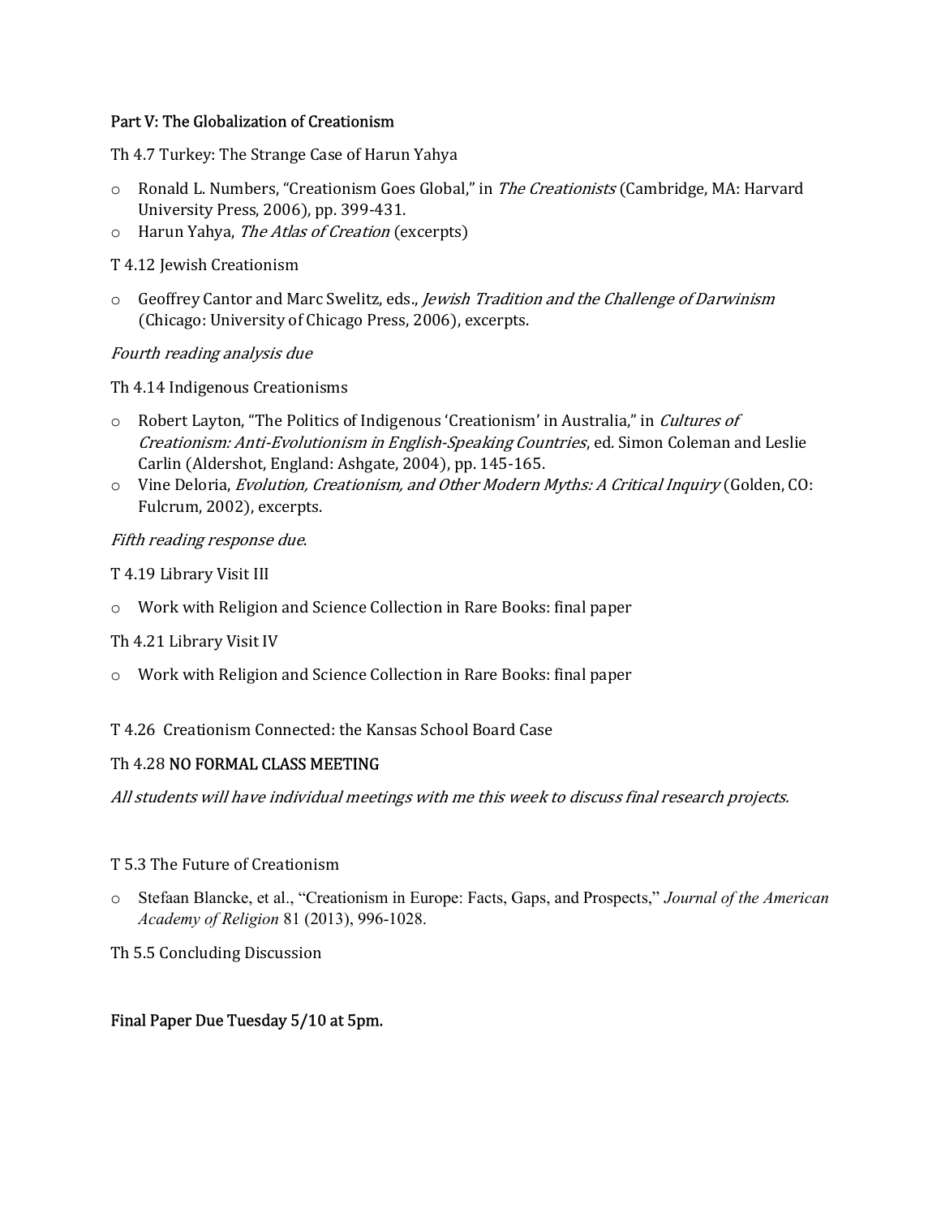**Part V: The Globalization of Creationism**

Th 4.7 Turkey: The Strange Case of Harun Yahya

- Ronald L. Numbers, “Creationism Goes Global,” in *The Creationists* (Cambridge, MA: Harvard University Press, 2006), pp. 399-431.
- Harun Yahya, *The Atlas of Creation* (excerpts)

T 4.12 Jewish Creationism

- Geoffrey Cantor and Marc Swelitz, eds., *Jewish Tradition and the Challenge of Darwinism* (Chicago: University of Chicago Press, 2006), excerpts.

*Fourth reading analysis due*

Th 4.14 Indigenous Creationisms

- Robert Layton, “The Politics of Indigenous ‘Creationism’ in Australia,” in *Cultures of Creationism: Anti-Evolutionism in English-Speaking Countries*, ed. Simon Coleman and Leslie Carlin (Aldershot, England: Ashgate, 2004), pp. 145-165.
- Vine Deloria, *Evolution, Creationism, and Other Modern Myths: A Critical Inquiry* (Golden, CO: Fulcrum, 2002), excerpts.

*Fifth reading response due*.

T 4.19 Library Visit III

- Work with Religion and Science Collection in Rare Books: final paper

Th 4.21 Library Visit IV

- Work with Religion and Science Collection in Rare Books: final paper

T 4.26 Creationism Connected: the Kansas School Board Case

Th 4.28 NO FORMAL CLASS MEETING

*All students will have individual meetings with me this week to discuss final research projects.*

T 5.3 The Future of Creationism

- Stefaan Blancke, et al., “Creationism in Europe: Facts, Gaps, and Prospects,” *Journal of the American Academy of Religion* 81 (2013), 996-1028.

Th 5.5 Concluding Discussion

**Final Paper Due Tuesday 5/10 at 5pm.**